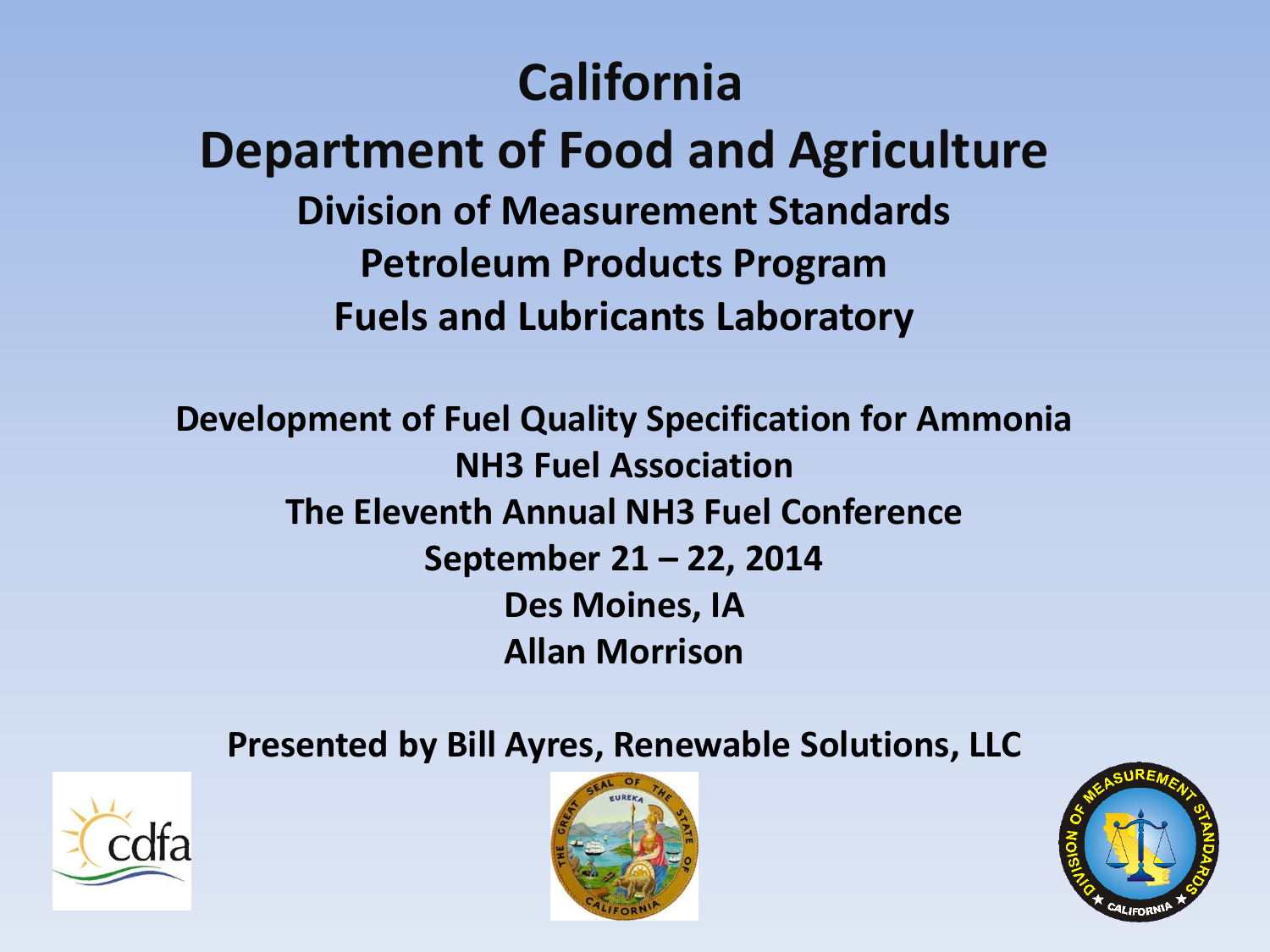# California
# Department of Food and Agriculture

## Division of Measurement Standards
## Petroleum Products Program
## Fuels and Lubricants Laboratory

**Development of Fuel Quality Specification for Ammonia**
**NH3 Fuel Association**
**The Eleventh Annual NH3 Fuel Conference**
**September 21 – 22, 2014**
**Des Moines, IA**
**Allan Morrison**

**Presented by Bill Ayres, Renewable Solutions, LLC**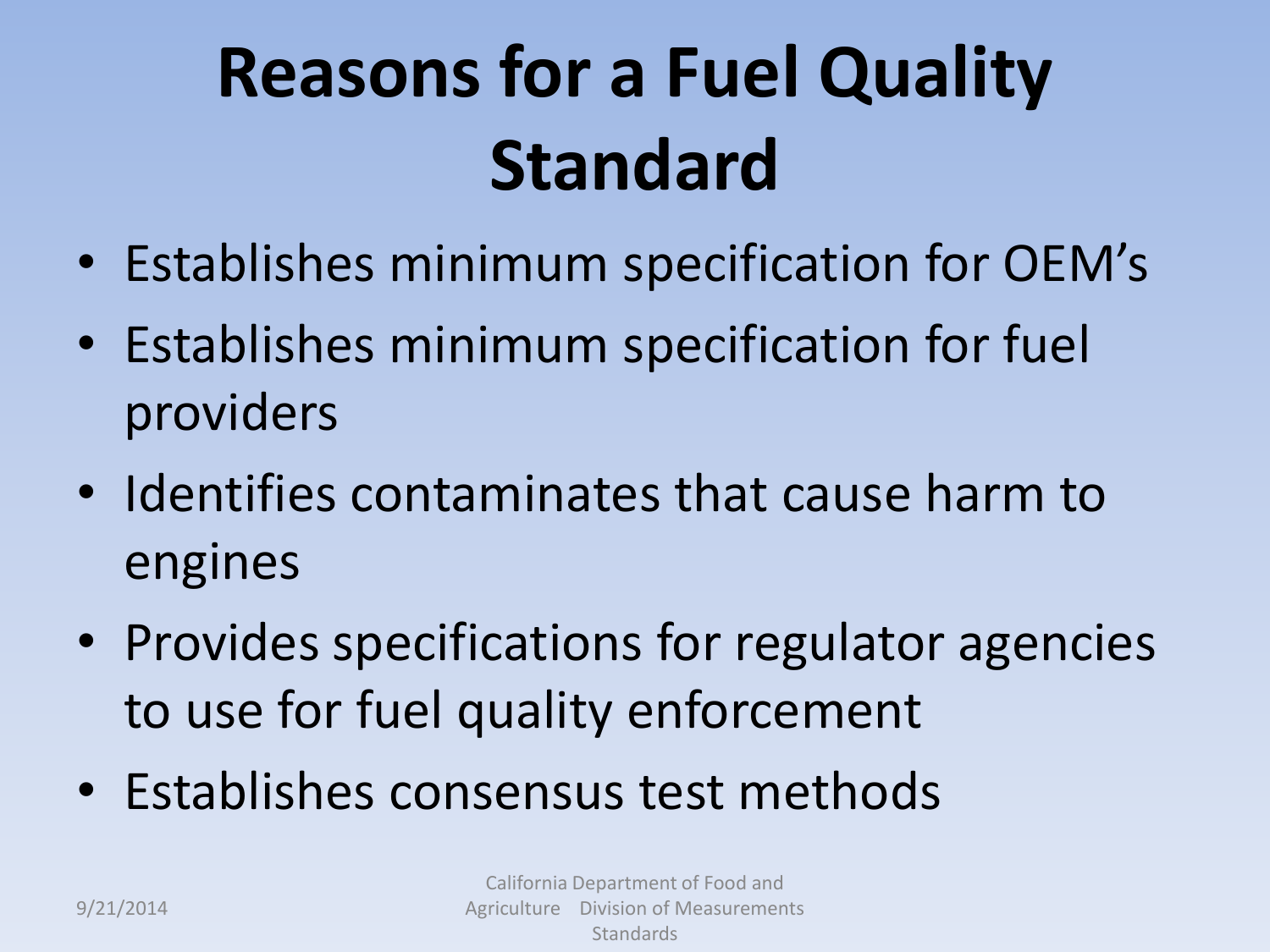# Reasons for a Fuel Quality Standard

- Establishes minimum specification for OEM's
- Establishes minimum specification for fuel providers
- Identifies contaminates that cause harm to engines
- Provides specifications for regulator agencies to use for fuel quality enforcement
- Establishes consensus test methods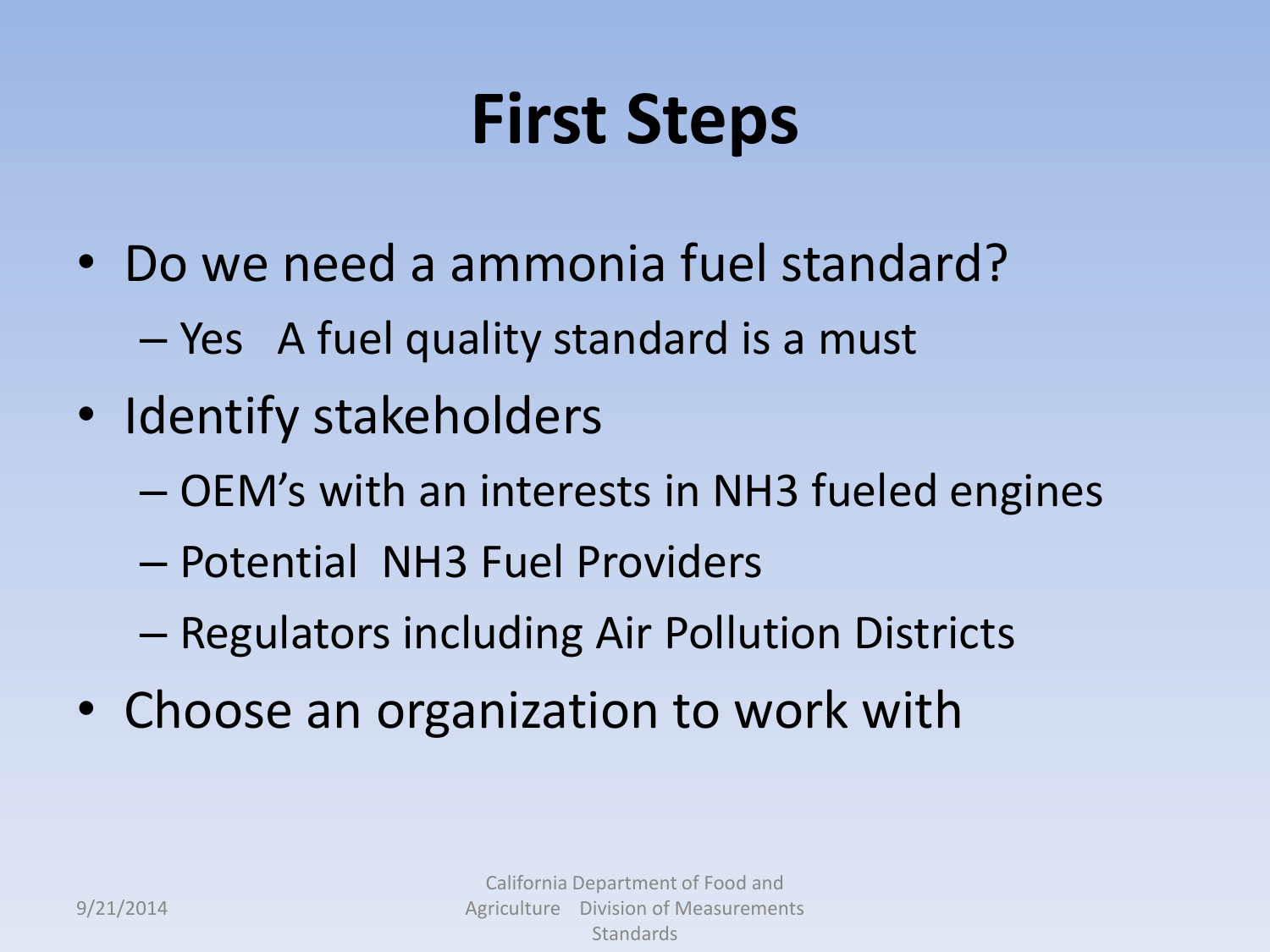# First Steps

- Do we need a ammonia fuel standard?
  - Yes   A fuel quality standard is a must
- Identify stakeholders
  - OEM's with an interests in NH3 fueled engines
  - Potential  NH3 Fuel Providers
  - Regulators including Air Pollution Districts
- Choose an organization to work with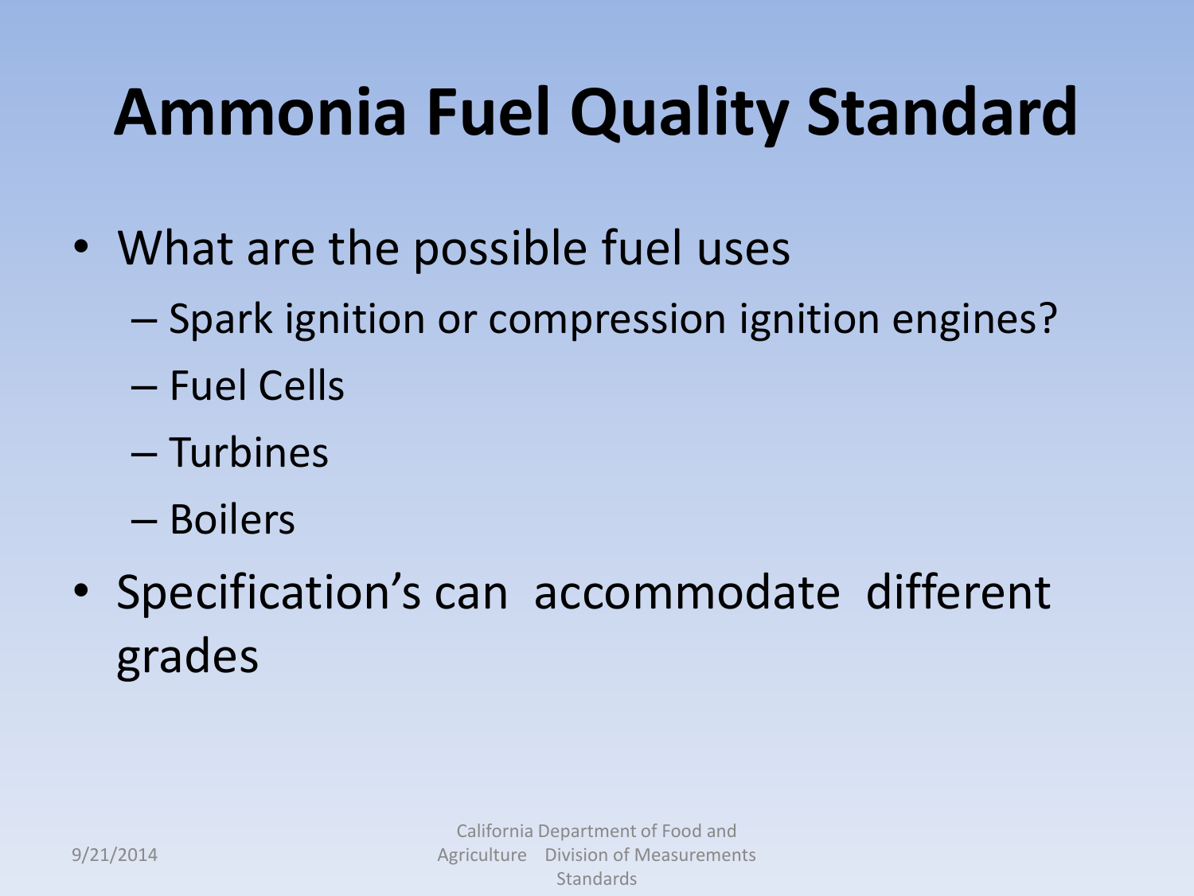# Ammonia Fuel Quality Standard

- What are the possible fuel uses
  - Spark ignition or compression ignition engines?
  - Fuel Cells
  - Turbines
  - Boilers
- Specification's can accommodate different grades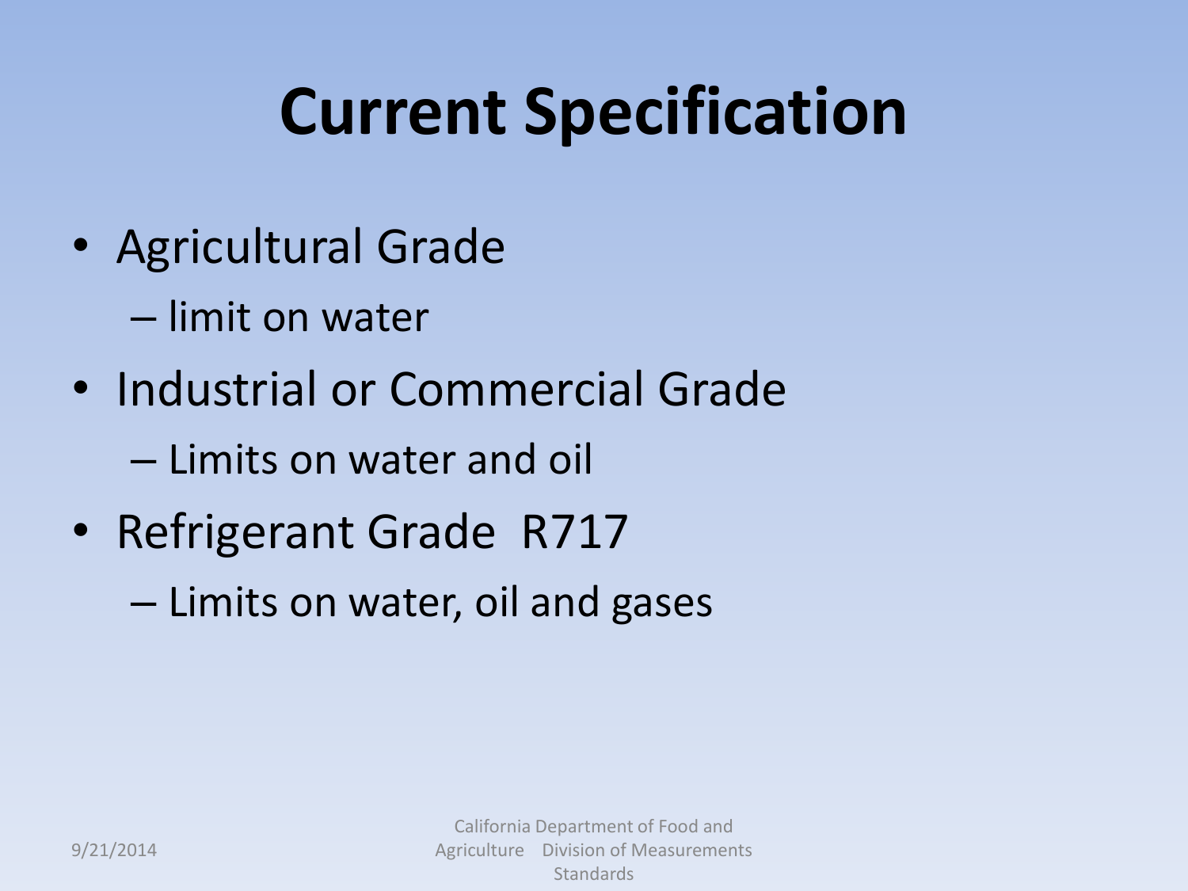# Current Specification

- Agricultural Grade
  - limit on water
- Industrial or Commercial Grade
  - Limits on water and oil
- Refrigerant Grade R717
  - Limits on water, oil and gases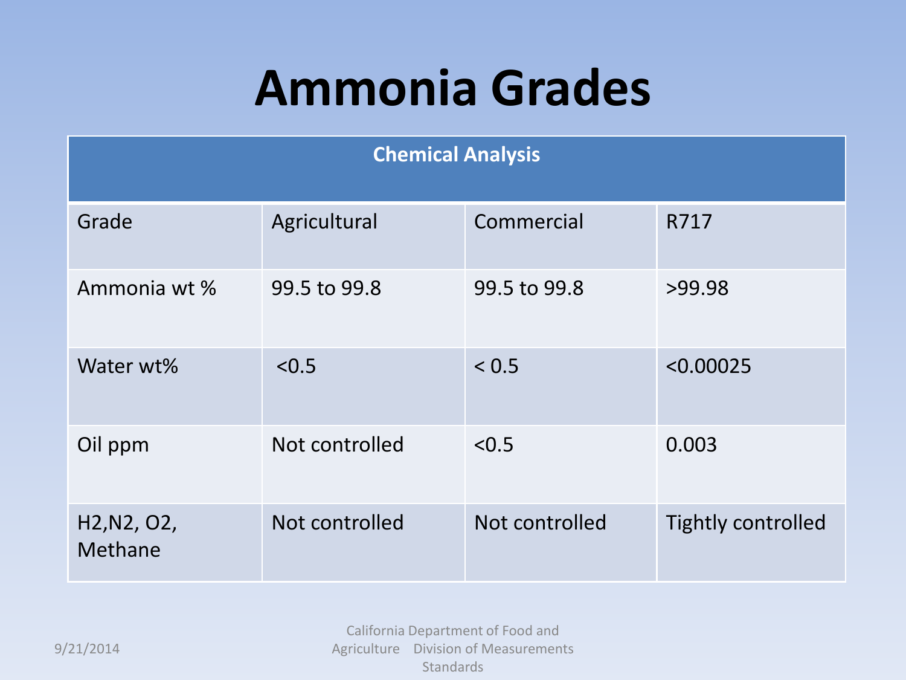# Ammonia Grades

| Chemical Analysis | | | |
|---|---|---|---|
| Grade | Agricultural | Commercial | R717 |
| Ammonia wt % | 99.5 to 99.8 | 99.5 to 99.8 | >99.98 |
| Water wt% | <0.5 | < 0.5 | <0.00025 |
| Oil ppm | Not controlled | <0.5 | 0.003 |
| $H_2$, $N_2$, $O_2$, Methane | Not controlled | Not controlled | Tightly controlled |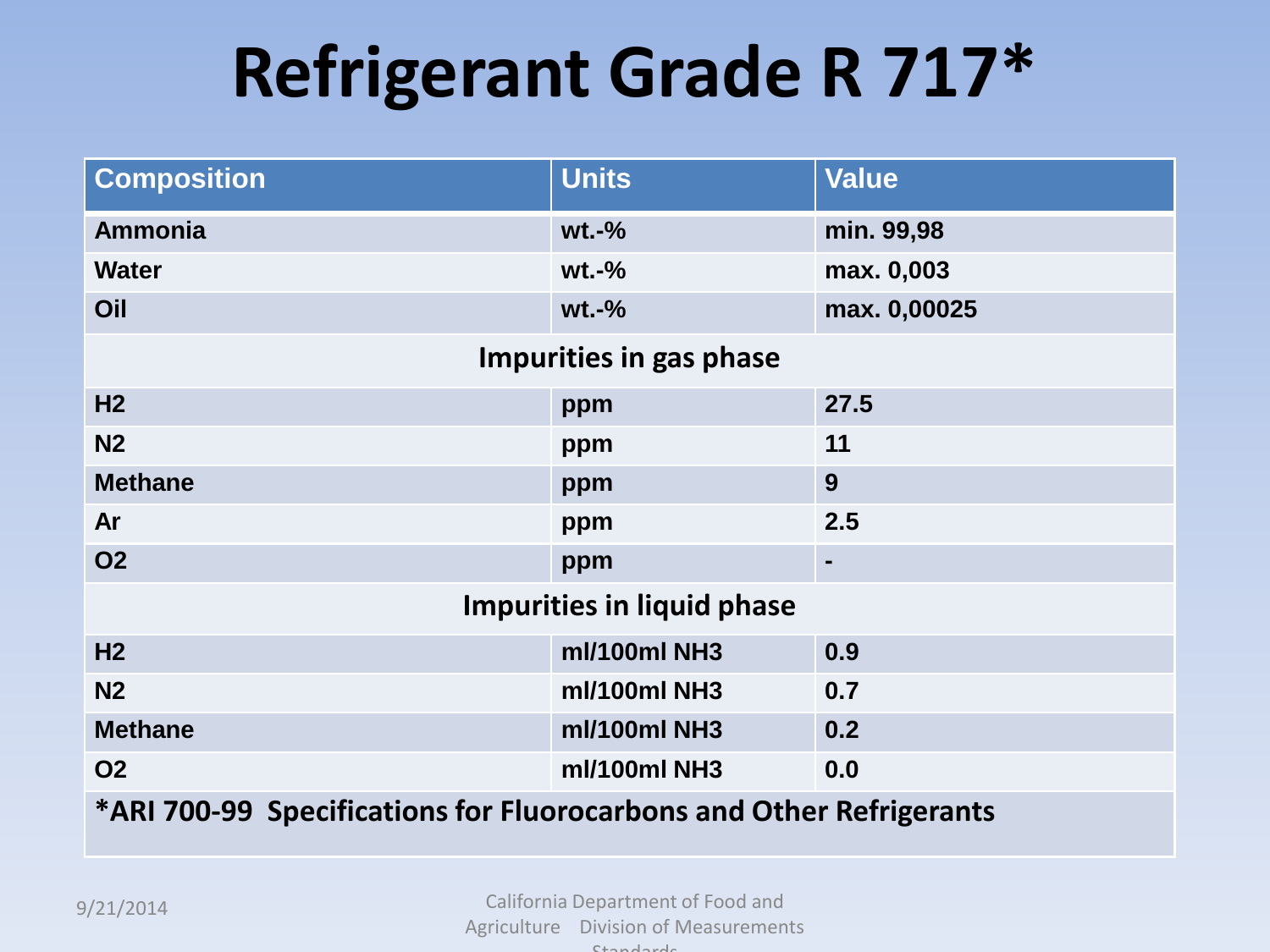# Refrigerant Grade R 717*

| Composition | Units | Value |
| --- | --- | --- |
| Ammonia | wt.-% | min. 99,98 |
| Water | wt.-% | max. 0,003 |
| Oil | wt.-% | max. 0,00025 |
| **Impurities in gas phase** | | |
| $H_2$ | ppm | 27.5 |
| $N_2$ | ppm | 11 |
| Methane | ppm | 9 |
| Ar | ppm | 2.5 |
| $O_2$ | ppm | - |
| **Impurities in liquid phase** | | |
| $H_2$ | ml/100ml $NH_3$ | 0.9 |
| $N_2$ | ml/100ml $NH_3$ | 0.7 |
| Methane | ml/100ml $NH_3$ | 0.2 |
| $O_2$ | ml/100ml $NH_3$ | 0.0 |

*ARI 700-99 Specifications for Fluorocarbons and Other Refrigerants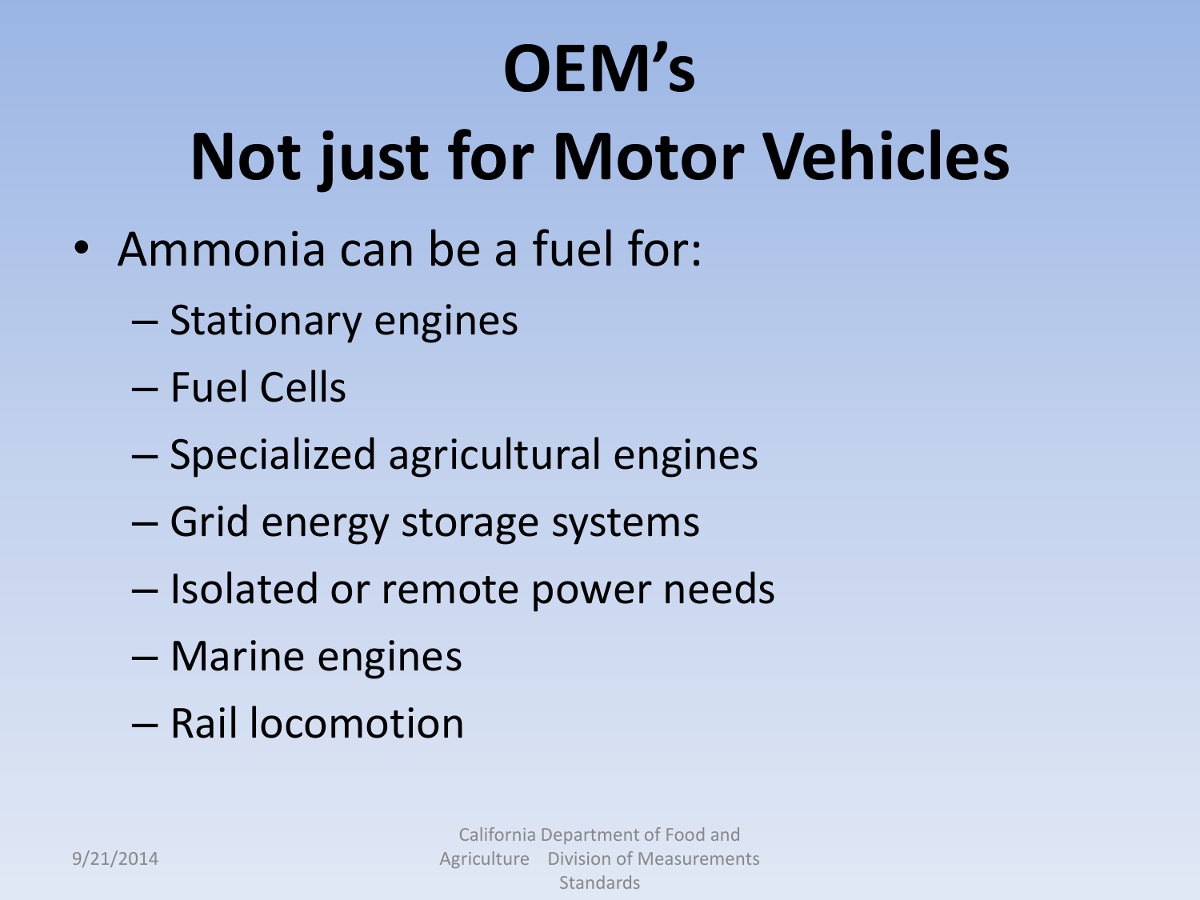# OEM's Not just for Motor Vehicles

- Ammonia can be a fuel for:
  - Stationary engines
  - Fuel Cells
  - Specialized agricultural engines
  - Grid energy storage systems
  - Isolated or remote power needs
  - Marine engines
  - Rail locomotion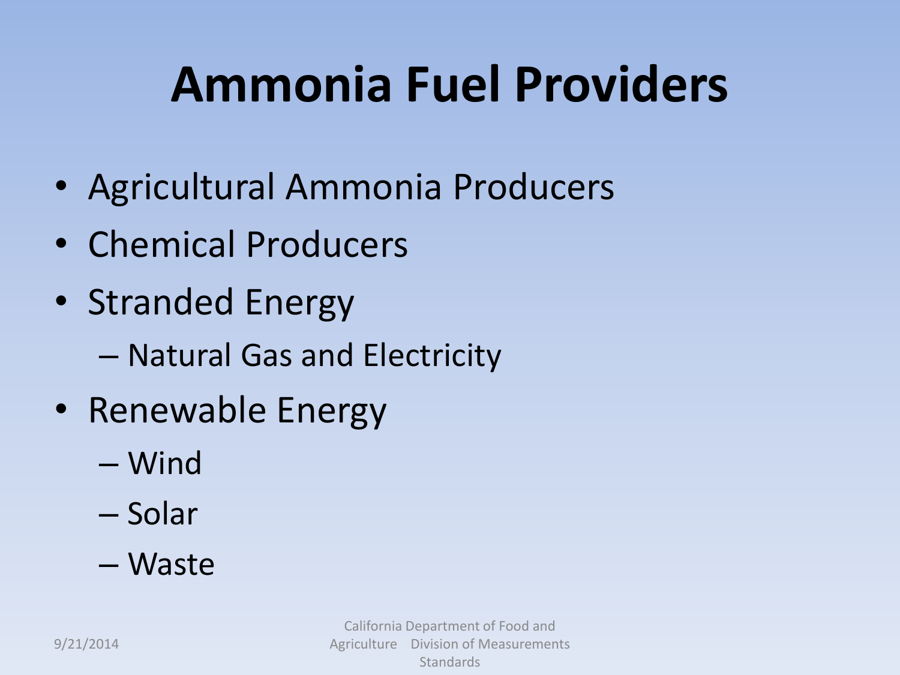# Ammonia Fuel Providers

- Agricultural Ammonia Producers
- Chemical Producers
- Stranded Energy
  - Natural Gas and Electricity
- Renewable Energy
  - Wind
  - Solar
  - Waste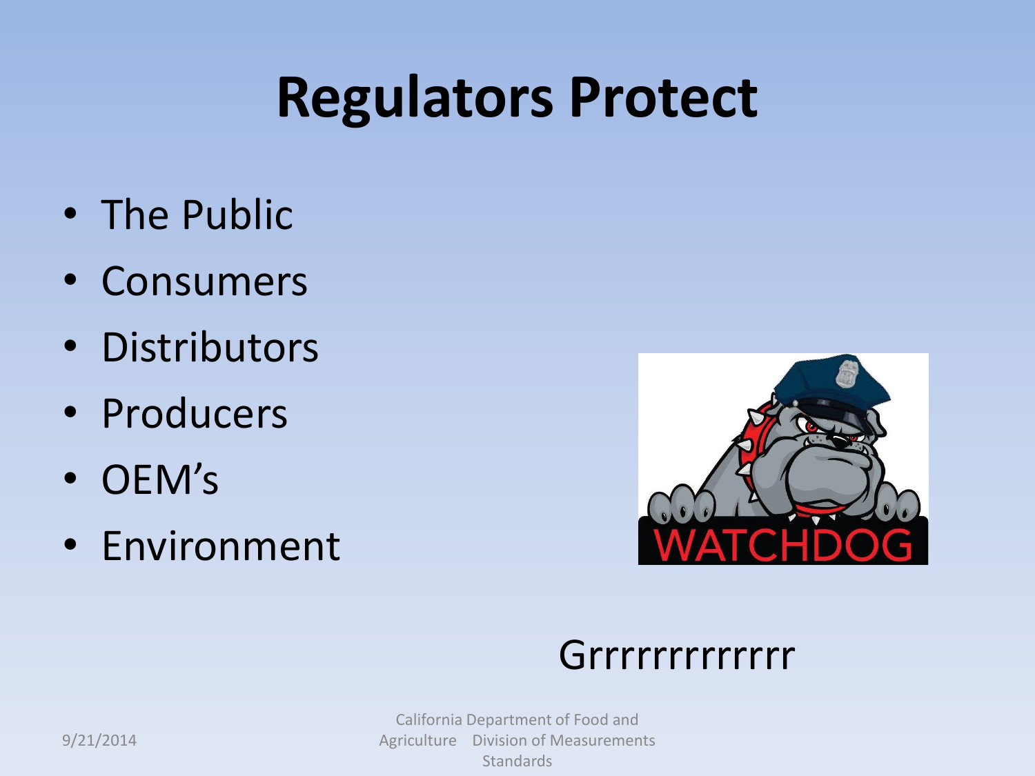# Regulators Protect

- The Public
- Consumers
- Distributors
- Producers
- OEM's
- Environment

Grrrrrrrrrrrr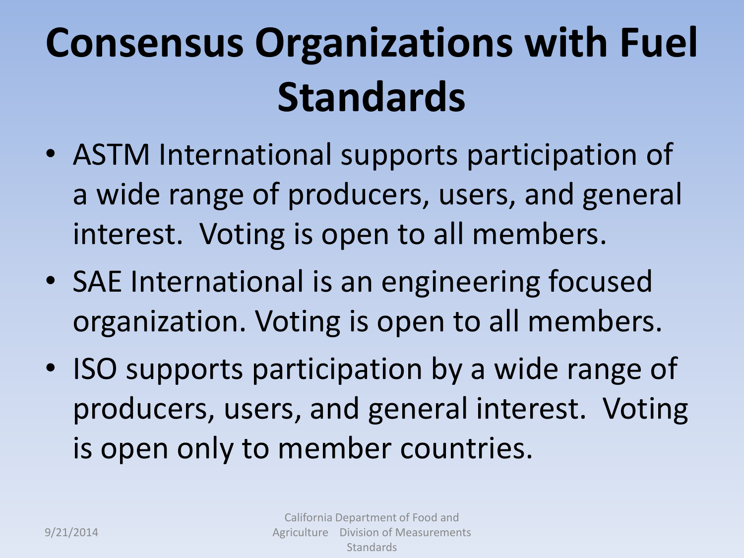# Consensus Organizations with Fuel Standards

- ASTM International supports participation of a wide range of producers, users, and general interest. Voting is open to all members.
- SAE International is an engineering focused organization. Voting is open to all members.
- ISO supports participation by a wide range of producers, users, and general interest. Voting is open only to member countries.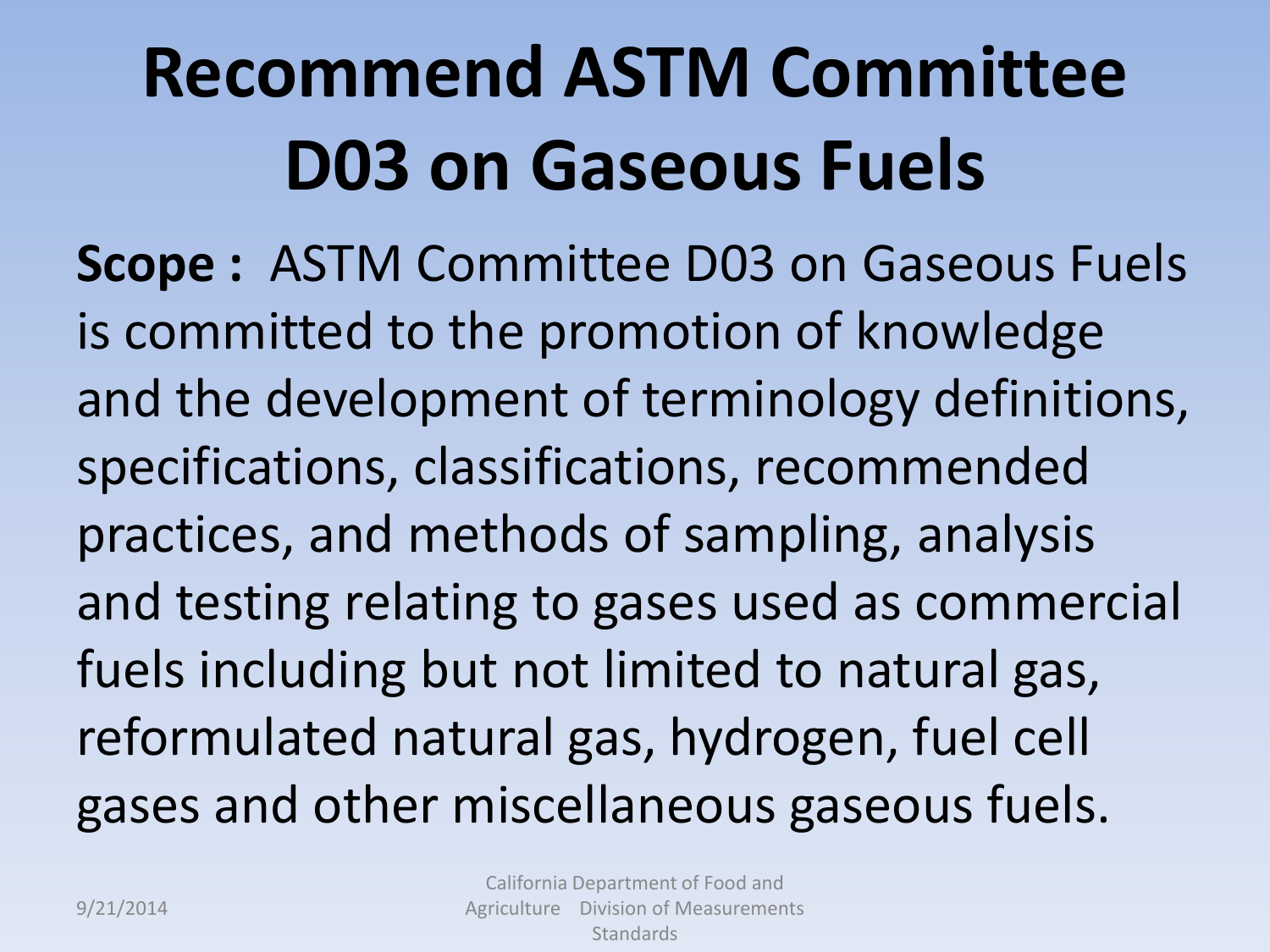# Recommend ASTM Committee D03 on Gaseous Fuels

**Scope :** ASTM Committee D03 on Gaseous Fuels is committed to the promotion of knowledge and the development of terminology definitions, specifications, classifications, recommended practices, and methods of sampling, analysis and testing relating to gases used as commercial fuels including but not limited to natural gas, reformulated natural gas, hydrogen, fuel cell gases and other miscellaneous gaseous fuels.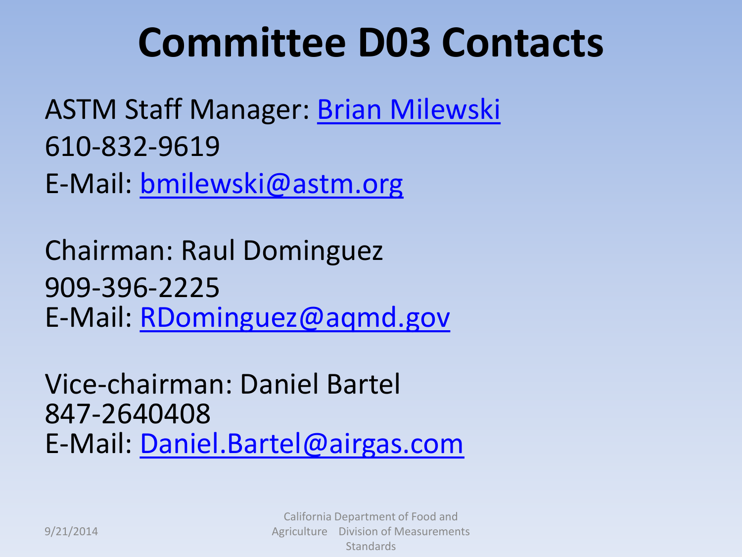# Committee D03 Contacts

ASTM Staff Manager: Brian Milewski
610-832-9619
E-Mail: bmilewski@astm.org

Chairman: Raul Dominguez
909-396-2225
E-Mail: RDominguez@aqmd.gov

Vice-chairman: Daniel Bartel
847-2640408
E-Mail: Daniel.Bartel@airgas.com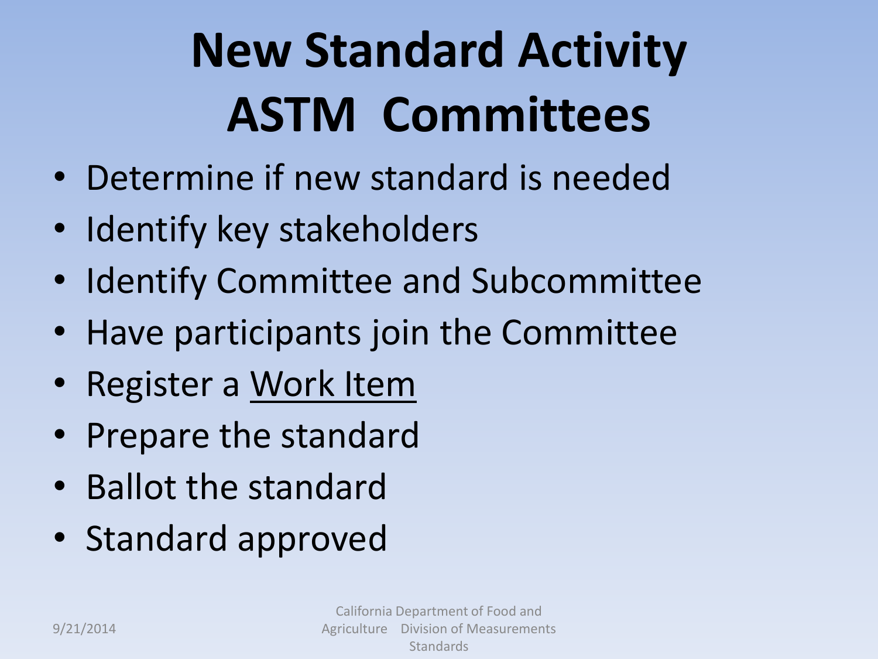# New Standard Activity ASTM Committees

- Determine if new standard is needed
- Identify key stakeholders
- Identify Committee and Subcommittee
- Have participants join the Committee
- Register a <u>Work Item</u>
- Prepare the standard
- Ballot the standard
- Standard approved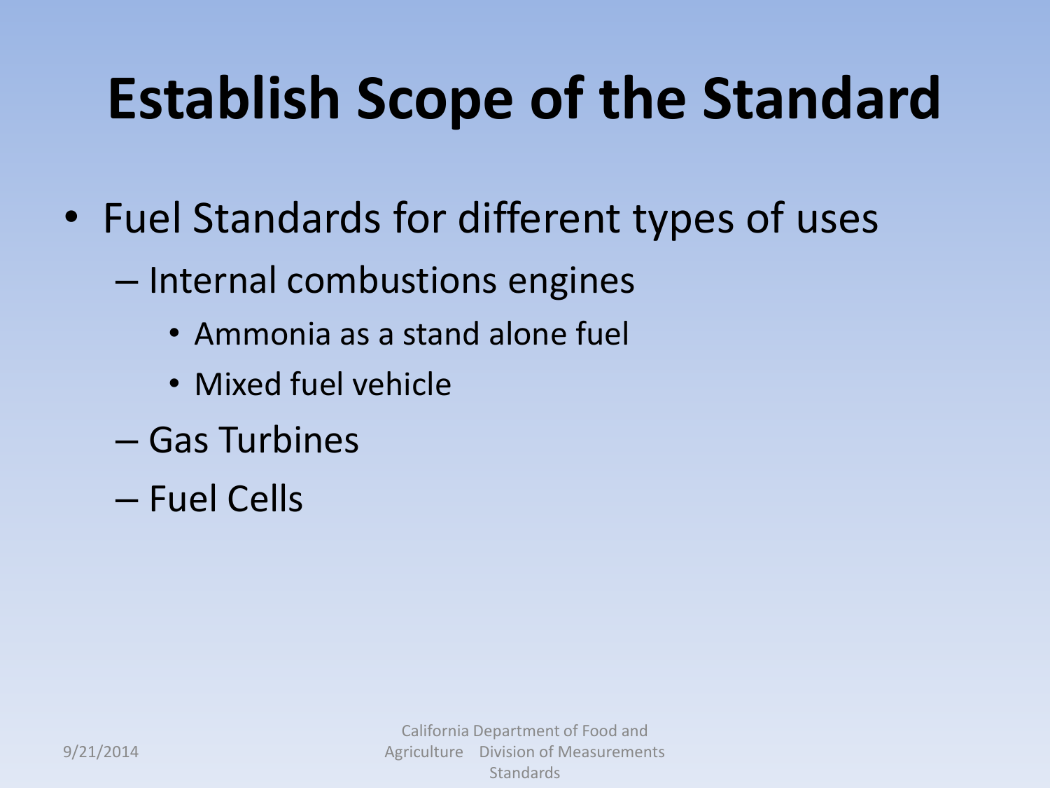# Establish Scope of the Standard

- Fuel Standards for different types of uses
  - Internal combustions engines
    - Ammonia as a stand alone fuel
    - Mixed fuel vehicle
  - Gas Turbines
  - Fuel Cells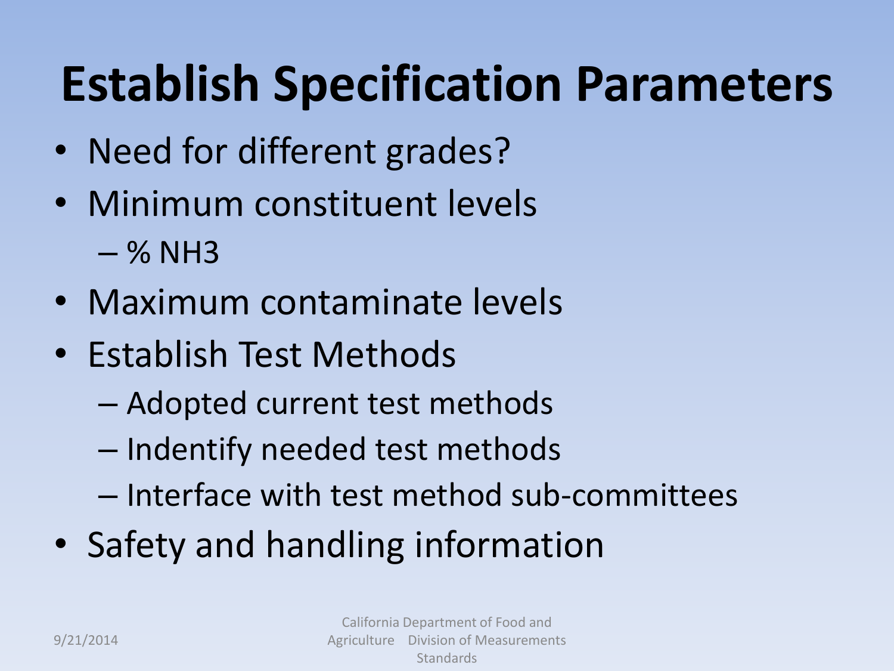# Establish Specification Parameters

- Need for different grades?
- Minimum constituent levels
  - % $NH_3$
- Maximum contaminate levels
- Establish Test Methods
  - Adopted current test methods
  - Indentify needed test methods
  - Interface with test method sub-committees
- Safety and handling information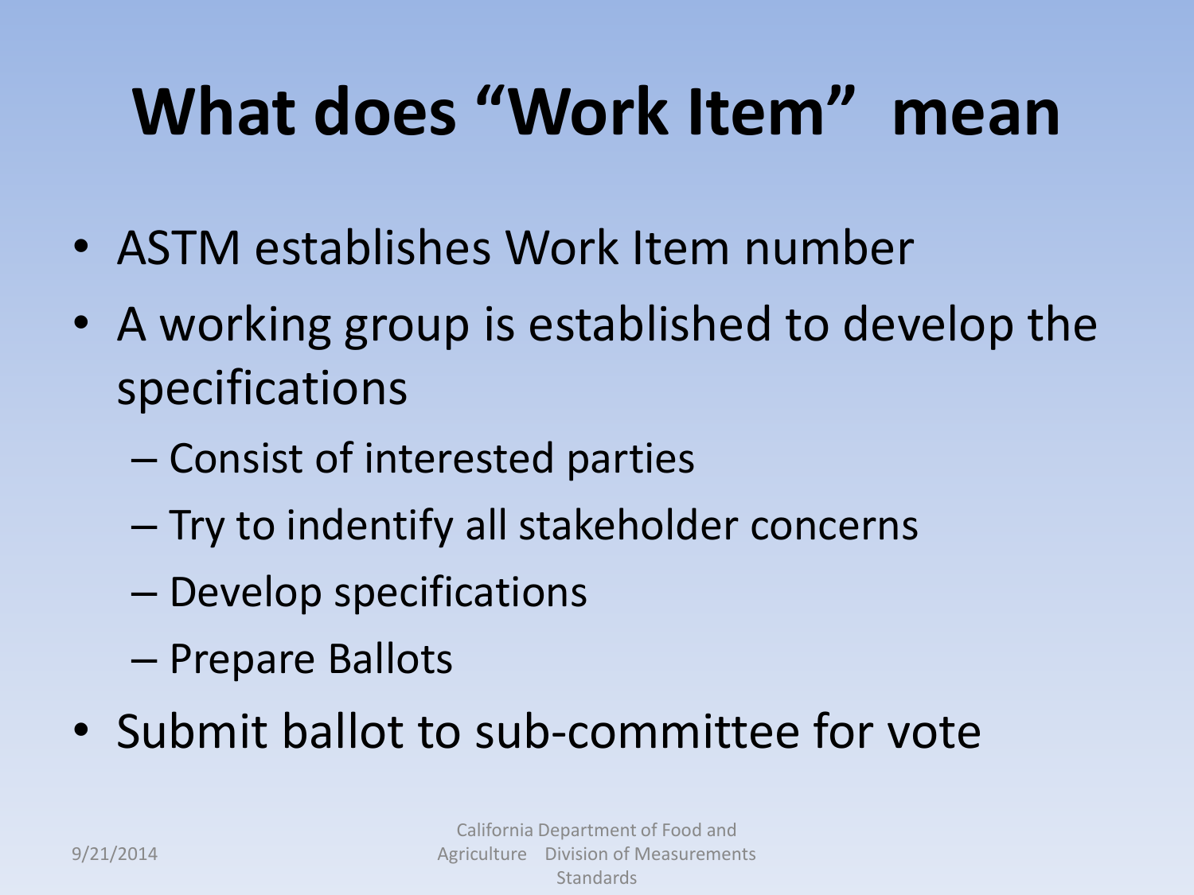# What does "Work Item" mean

- ASTM establishes Work Item number
- A working group is established to develop the specifications
  - Consist of interested parties
  - Try to indentify all stakeholder concerns
  - Develop specifications
  - Prepare Ballots
- Submit ballot to sub-committee for vote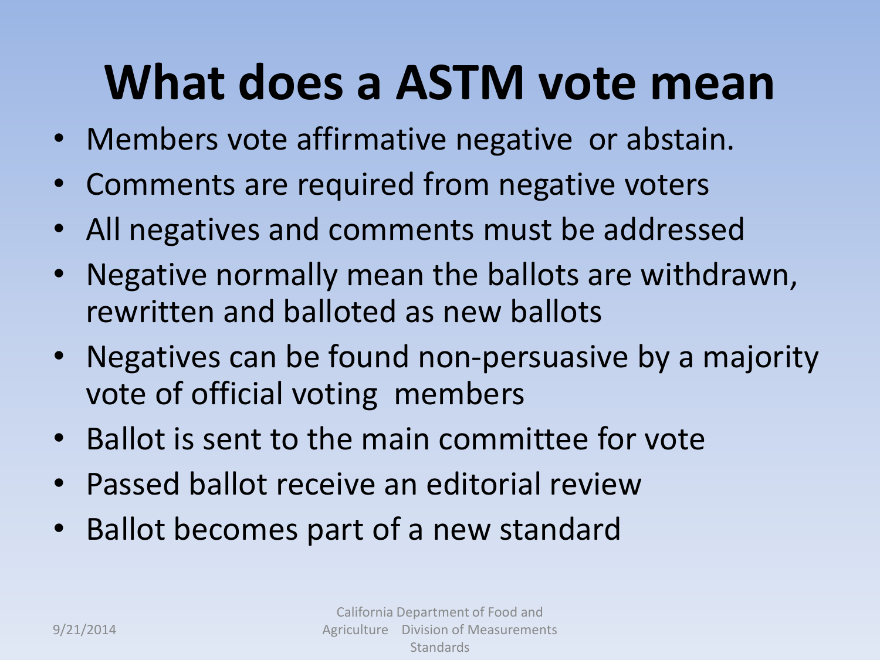# What does a ASTM vote mean

- Members vote affirmative negative  or abstain.
- Comments are required from negative voters
- All negatives and comments must be addressed
- Negative normally mean the ballots are withdrawn, rewritten and balloted as new ballots
- Negatives can be found non-persuasive by a majority vote of official voting  members
- Ballot is sent to the main committee for vote
- Passed ballot receive an editorial review
- Ballot becomes part of a new standard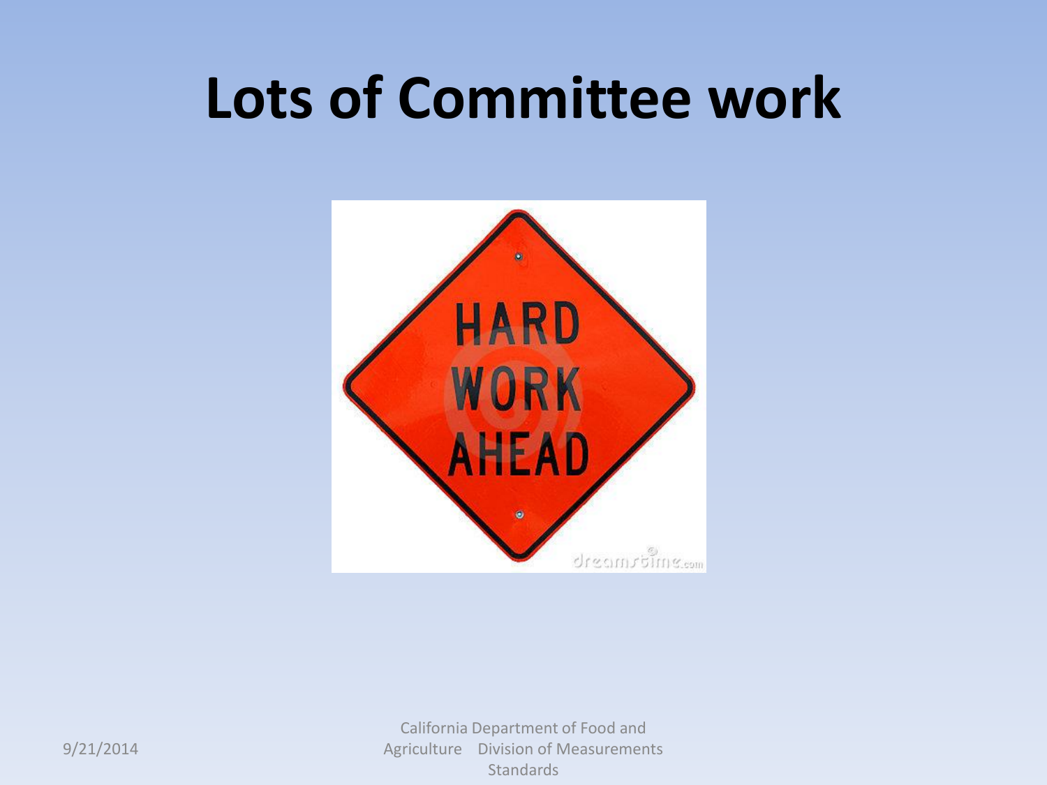# Lots of Committee work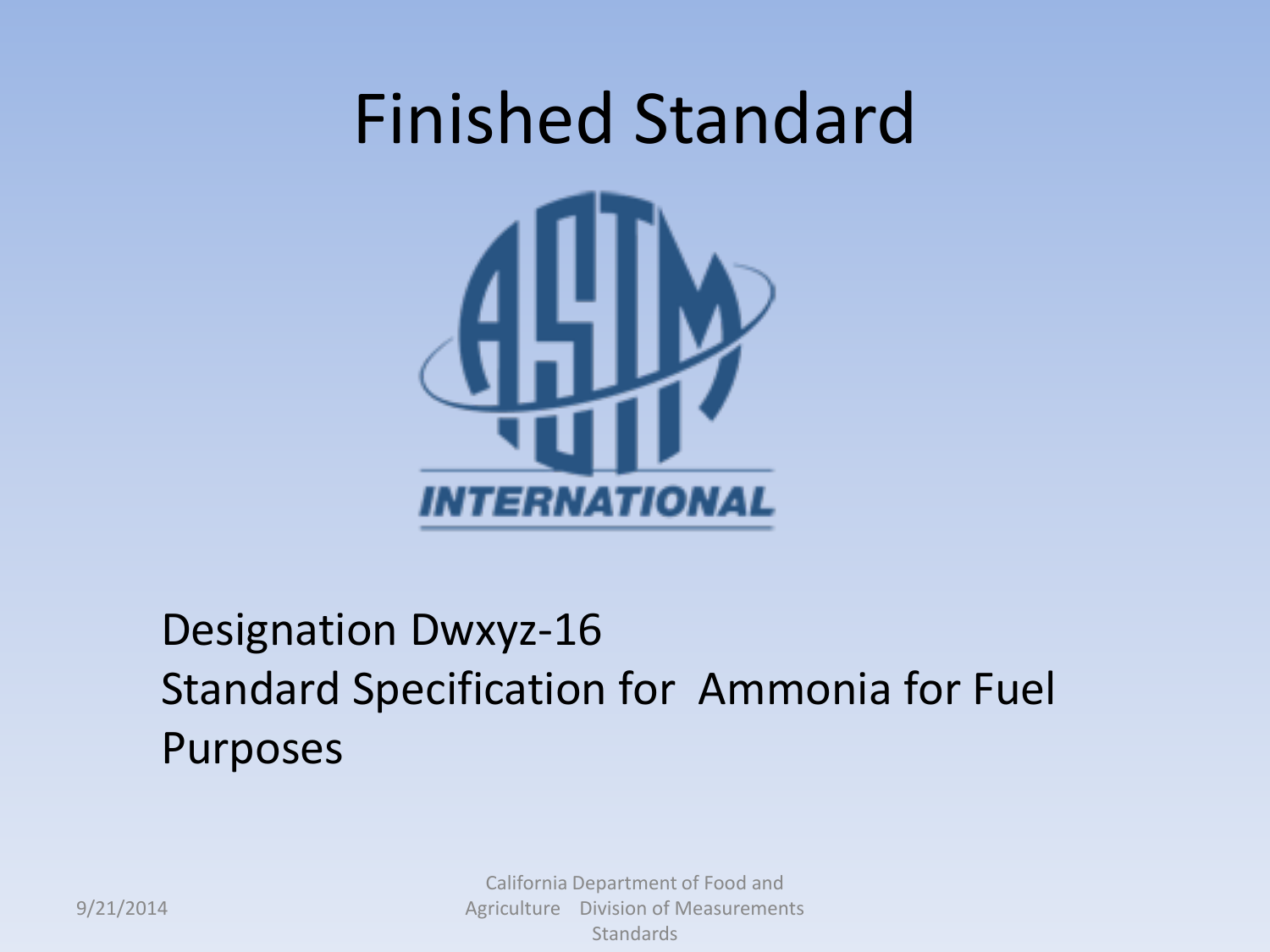# Finished Standard

Designation Dwxyz-16
Standard Specification for Ammonia for Fuel Purposes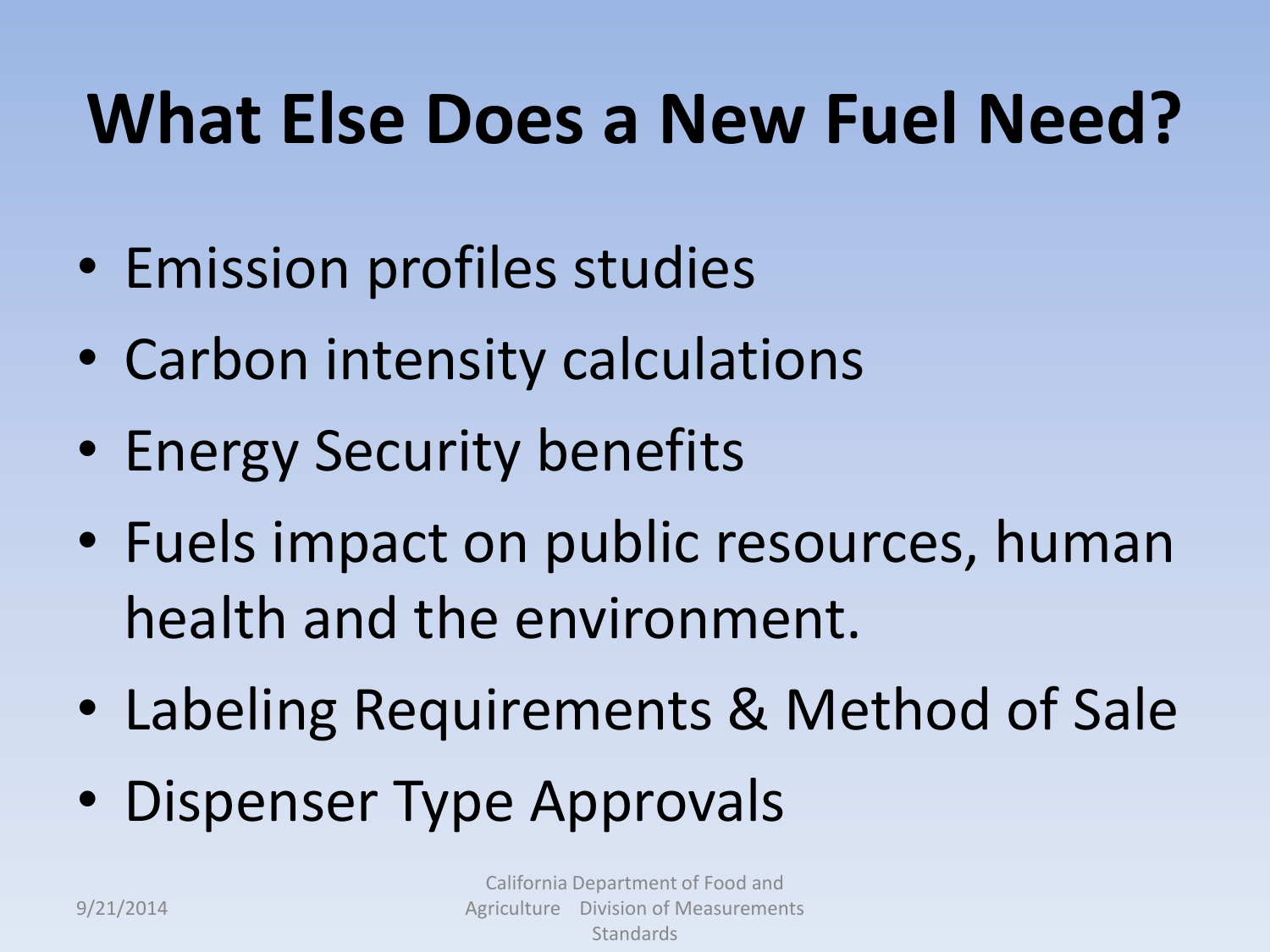# What Else Does a New Fuel Need?

- Emission profiles studies
- Carbon intensity calculations
- Energy Security benefits
- Fuels impact on public resources, human health and the environment.
- Labeling Requirements & Method of Sale
- Dispenser Type Approvals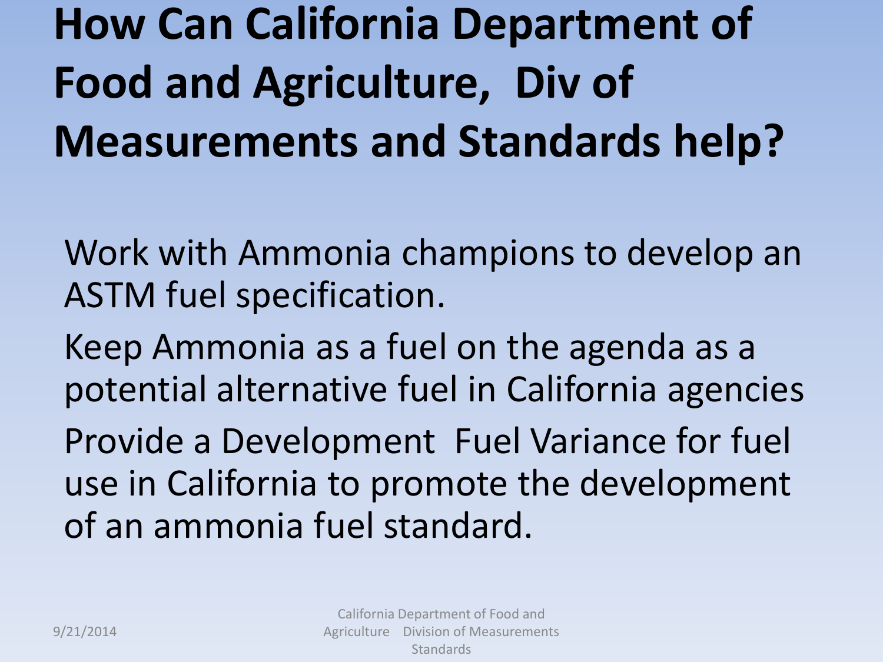# How Can California Department of Food and Agriculture, Div of Measurements and Standards help?

Work with Ammonia champions to develop an ASTM fuel specification.

Keep Ammonia as a fuel on the agenda as a potential alternative fuel in California agencies

Provide a Development Fuel Variance for fuel use in California to promote the development of an ammonia fuel standard.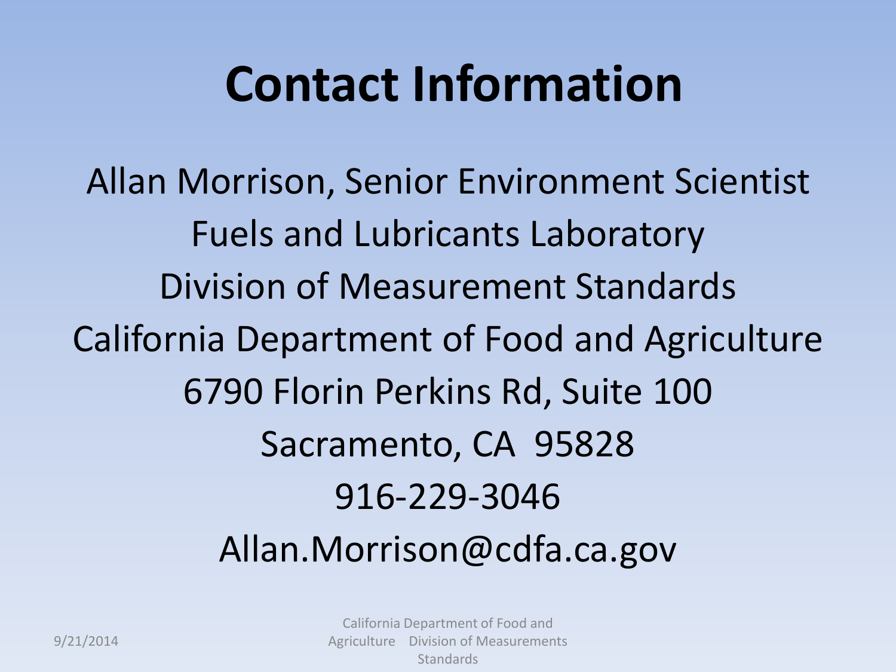# Contact Information

Allan Morrison, Senior Environment Scientist

Fuels and Lubricants Laboratory

Division of Measurement Standards

California Department of Food and Agriculture

6790 Florin Perkins Rd, Suite 100

Sacramento, CA 95828

916-229-3046

Allan.Morrison@cdfa.ca.gov